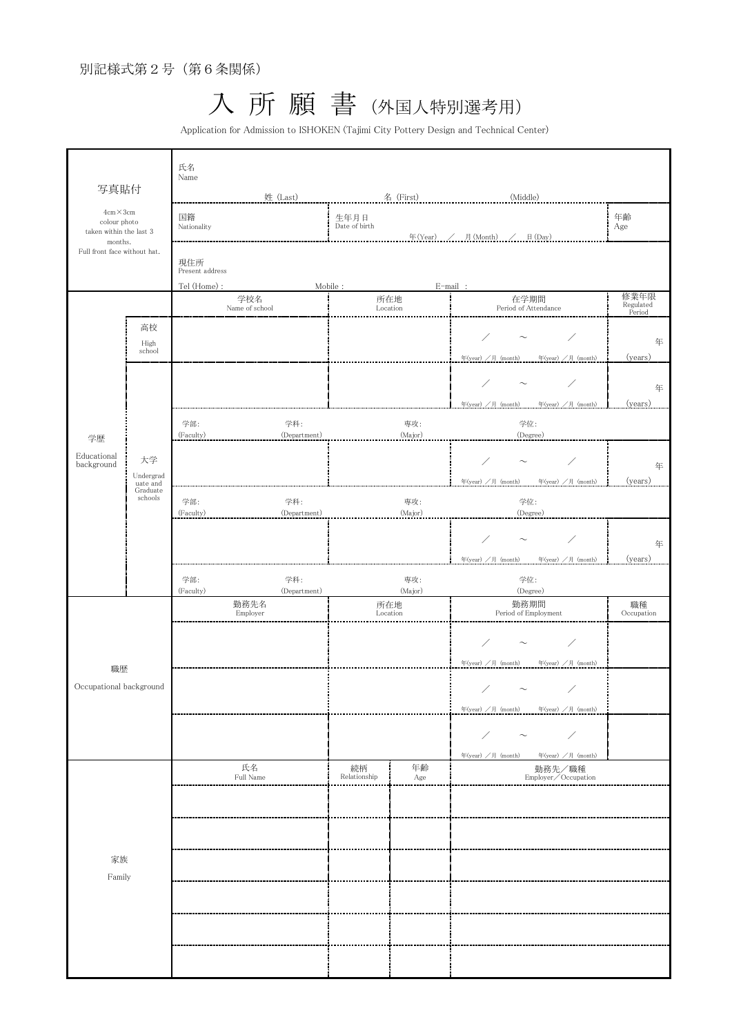別記様式第２号（第６条関係）

# 入 所 願 書 （外国人特別選考用）

Application for Admission to ISHOKEN (Tajimi City Pottery Design and Technical Center)

| 写真貼付<br>4cm×3cm colour photo taken within the last 3 months. Full front face without hat. | 氏名 Name<br>姓 (Last)　　名 (First)　　(Middle) | | |
|---|---|---|---|
| | 国籍 Nationality | 生年月日 Date of birth<br>年(Year) ／ 月(Month) ／ 日(Day) | 年齢 Age |
| | 現住所 Present address<br>Tel (Home)：　Mobile：　E-mail： | | |

| 学歴 Educational background | | 学校名 Name of school | 所在地 Location | 在学期間 Period of Attendance | 修業年限 Regulated Period |
|---|---|---|---|---|---|
| | 高校 High school | | | ／　～　／<br>年(year) ／月 (month)　年(year) ／月 (month) | 年 (years) |
| | 大学 Undergraduate and Graduate schools | | | ／　～　／<br>年(year) ／月 (month)　年(year) ／月 (month) | 年 (years) |
| | | 学部: (Faculty)　学科: (Department) | 専攻: (Major) | 学位: (Degree) | |
| | | | | ／　～　／<br>年(year) ／月 (month)　年(year) ／月 (month) | 年 (years) |
| | | 学部: (Faculty)　学科: (Department) | 専攻: (Major) | 学位: (Degree) | |
| | | | | ／　～　／<br>年(year) ／月 (month)　年(year) ／月 (month) | 年 (years) |
| | | 学部: (Faculty)　学科: (Department) | 専攻: (Major) | 学位: (Degree) | |

| 職歴 Occupational background | 勤務先名 Employer | 所在地 Location | 勤務期間 Period of Employment | 職種 Occupation |
|---|---|---|---|---|
| | | | ／　～　／<br>年(year) ／月 (month)　年(year) ／月 (month) | |
| | | | ／　～　／<br>年(year) ／月 (month)　年(year) ／月 (month) | |
| | | | ／　～　／<br>年(year) ／月 (month)　年(year) ／月 (month) | |

| 家族 Family | 氏名 Full Name | 続柄 Relationship | 年齢 Age | 勤務先／職種 Employer／Occupation |
|---|---|---|---|---|
| | | | | |
| | | | | |
| | | | | |
| | | | | |
| | | | | |
| | | | | |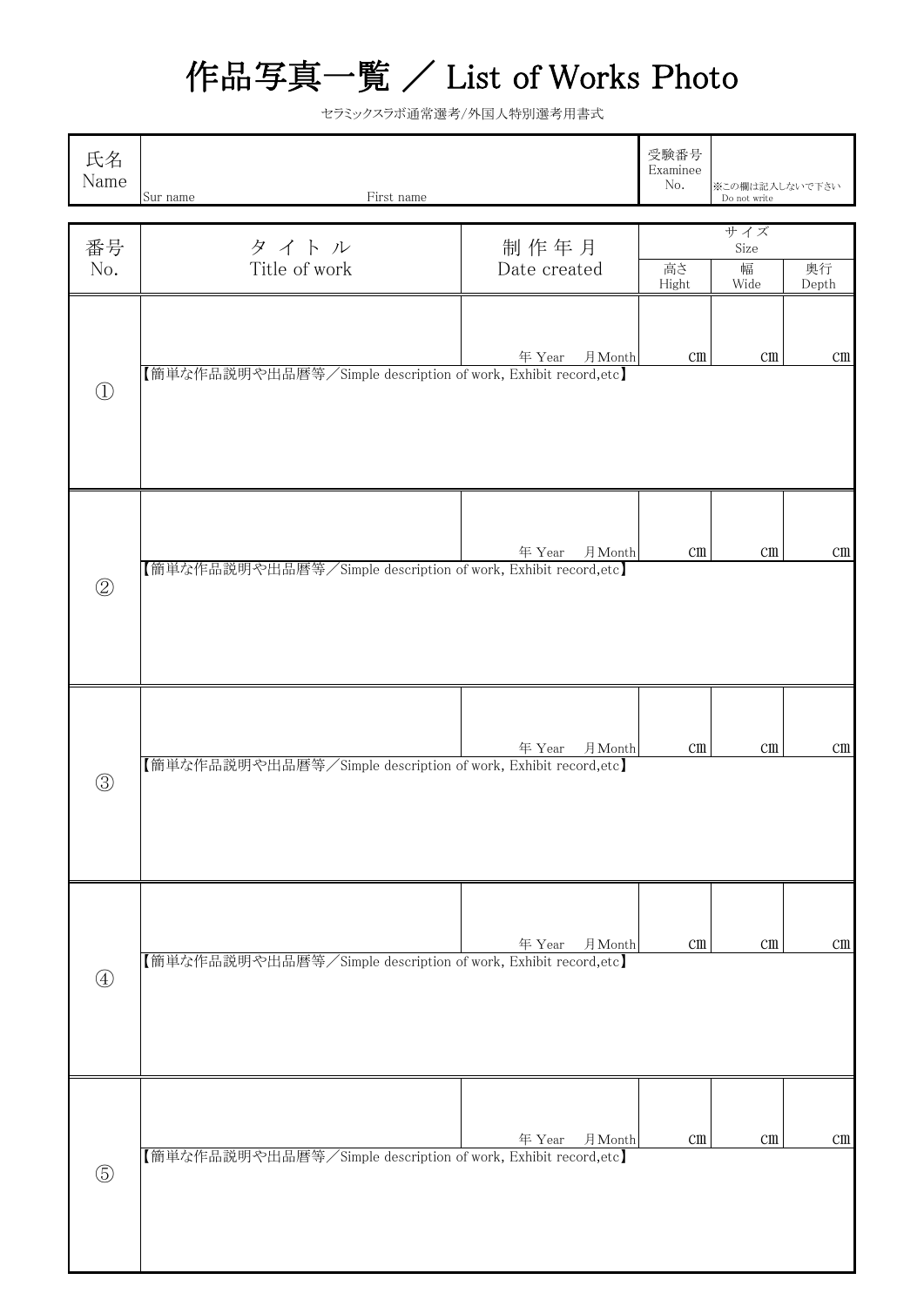# 作品写真一覧 ／ List of Works Photo

セラミックスラボ通常選考/外国人特別選考用書式

| 氏名 Name | Sur name　　First name | 受験番号 Examinee No. | ※この欄は記入しないで下さい Do not write |
| --- | --- | --- | --- |

| 番号 No. | タイトル Title of work | 制作年月 Date created | サイズ Size | | |
| --- | --- | --- | --- | --- | --- |
| | | | 高さ Hight | 幅 Wide | 奥行 Depth |
| ① | | 年 Year　月Month | cm | cm | cm |
| | 【簡単な作品説明や出品暦等／Simple description of work, Exhibit record,etc】 | | | | |
| ② | | 年 Year　月Month | cm | cm | cm |
| | 【簡単な作品説明や出品暦等／Simple description of work, Exhibit record,etc】 | | | | |
| ③ | | 年 Year　月Month | cm | cm | cm |
| | 【簡単な作品説明や出品暦等／Simple description of work, Exhibit record,etc】 | | | | |
| ④ | | 年 Year　月Month | cm | cm | cm |
| | 【簡単な作品説明や出品暦等／Simple description of work, Exhibit record,etc】 | | | | |
| ⑤ | | 年 Year　月Month | cm | cm | cm |
| | 【簡単な作品説明や出品暦等／Simple description of work, Exhibit record,etc】 | | | | |